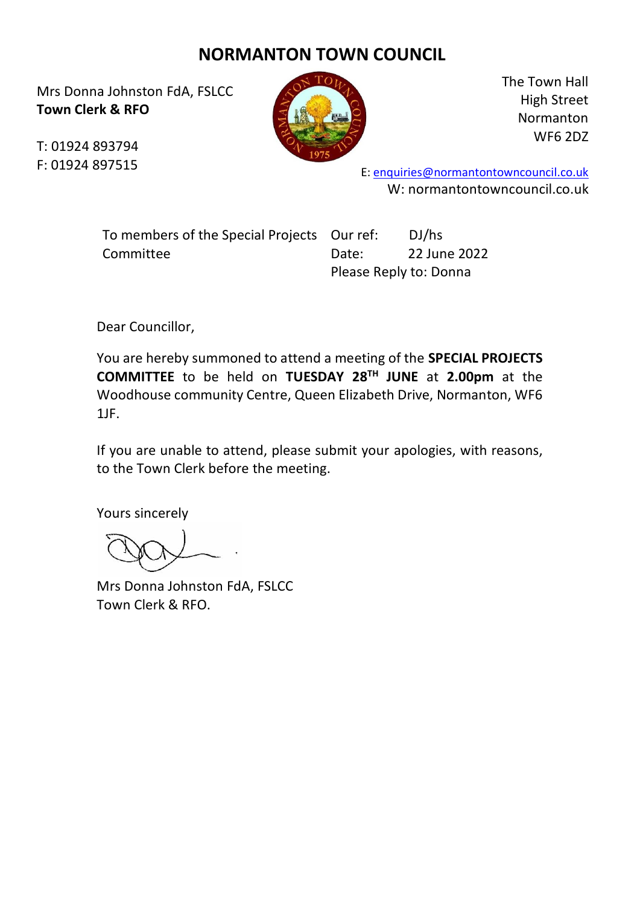# NORMANTON TOWN COUNCIL

Mrs Donna Johnston FdA, FSLCC
**Town Clerk & RFO**

T: 01924 893794
F: 01924 897515

The Town Hall
High Street
Normanton
WF6 2DZ

E: enquiries@normantontowncouncil.co.uk
W: normantontowncouncil.co.uk

To members of the Special Projects Committee

Our ref: DJ/hs
Date: 22 June 2022
Please Reply to: Donna

Dear Councillor,

You are hereby summoned to attend a meeting of the **SPECIAL PROJECTS COMMITTEE** to be held on **TUESDAY 28TH JUNE** at **2.00pm** at the Woodhouse community Centre, Queen Elizabeth Drive, Normanton, WF6 1JF.

If you are unable to attend, please submit your apologies, with reasons, to the Town Clerk before the meeting.

Yours sincerely

Mrs Donna Johnston FdA, FSLCC
Town Clerk & RFO.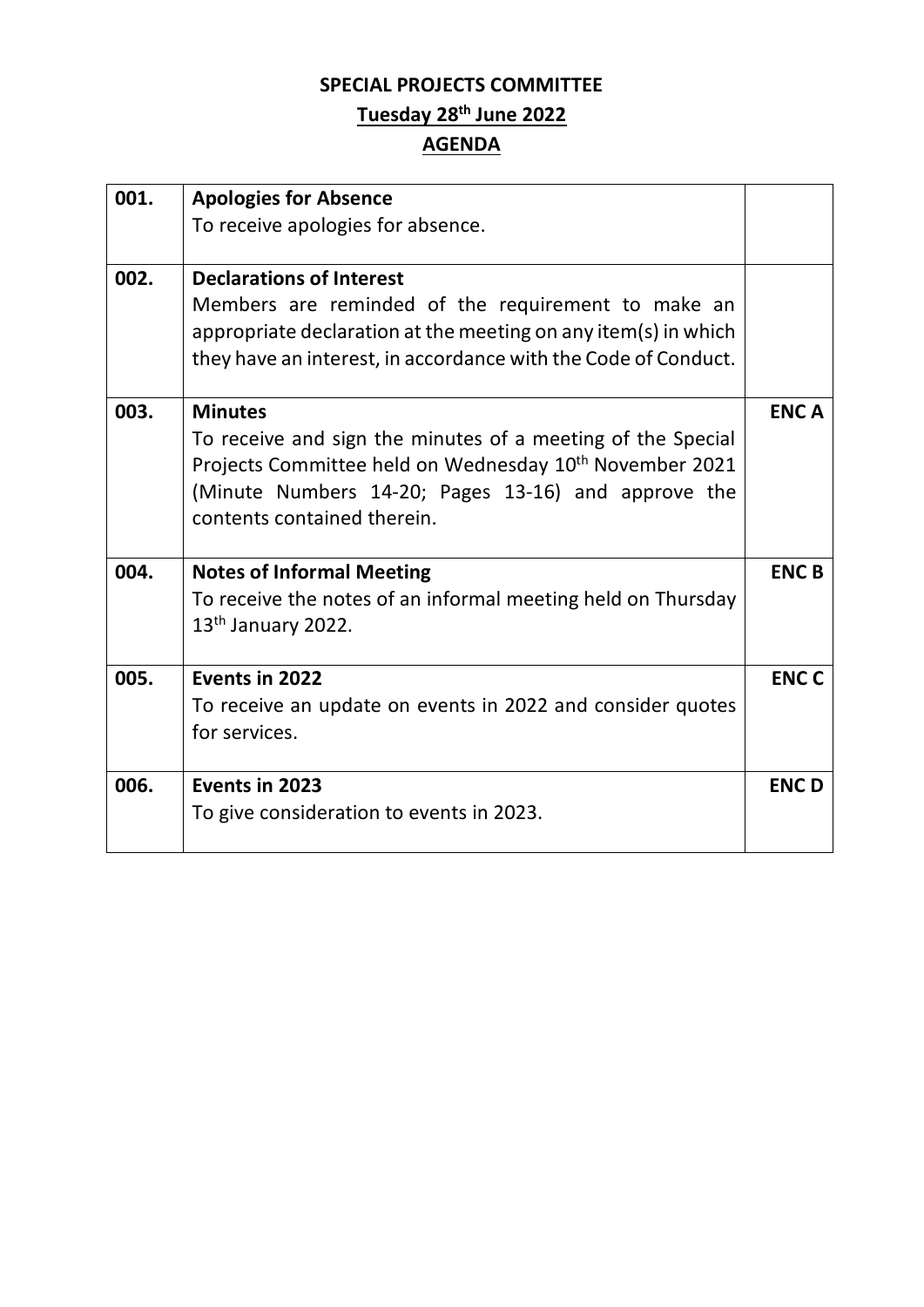# SPECIAL PROJECTS COMMITTEE

## Tuesday 28th June 2022

## AGENDA

| | | |
|---|---|---|
| **001.** | **Apologies for Absence**<br>To receive apologies for absence. | |
| **002.** | **Declarations of Interest**<br>Members are reminded of the requirement to make an appropriate declaration at the meeting on any item(s) in which they have an interest, in accordance with the Code of Conduct. | |
| **003.** | **Minutes**<br>To receive and sign the minutes of a meeting of the Special Projects Committee held on Wednesday 10th November 2021 (Minute Numbers 14-20; Pages 13-16) and approve the contents contained therein. | **ENC A** |
| **004.** | **Notes of Informal Meeting**<br>To receive the notes of an informal meeting held on Thursday 13th January 2022. | **ENC B** |
| **005.** | **Events in 2022**<br>To receive an update on events in 2022 and consider quotes for services. | **ENC C** |
| **006.** | **Events in 2023**<br>To give consideration to events in 2023. | **ENC D** |